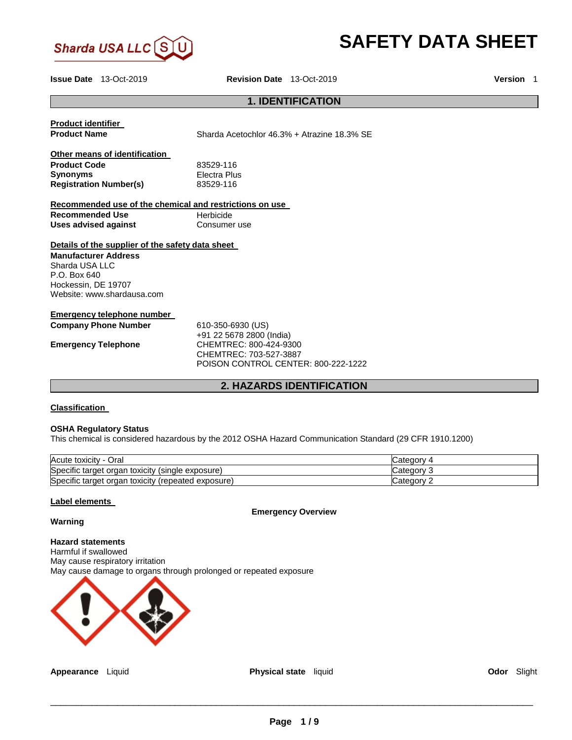Sharda USA LLC

# SAFETY DATA SHEET

**Issue Date** 13-Oct-2019 **Revision Date** 13-Oct-2019 **Version** 1

## 1. IDENTIFICATION

**Product identifier**

**Product Name** Sharda Acetochlor 46.3% + Atrazine 18.3% SE

**Other means of identification**

**Product Code** 83529-116
**Synonyms** Electra Plus
**Registration Number(s)** 83529-116

**Recommended use of the chemical and restrictions on use**

**Recommended Use** Herbicide
**Uses advised against** Consumer use

**Details of the supplier of the safety data sheet**

**Manufacturer Address**
Sharda USA LLC
P.O. Box 640
Hockessin, DE 19707
Website: www.shardausa.com

**Emergency telephone number**

**Company Phone Number** 610-350-6930 (US)
+91 22 5678 2800 (India)

**Emergency Telephone** CHEMTREC: 800-424-9300
CHEMTREC: 703-527-3887
POISON CONTROL CENTER: 800-222-1222

## 2. HAZARDS IDENTIFICATION

**Classification**

**OSHA Regulatory Status**
This chemical is considered hazardous by the 2012 OSHA Hazard Communication Standard (29 CFR 1910.1200)

| | |
|---|---|
| Acute toxicity - Oral | Category 4 |
| Specific target organ toxicity (single exposure) | Category 3 |
| Specific target organ toxicity (repeated exposure) | Category 2 |

**Label elements**

**Emergency Overview**

**Warning**

**Hazard statements**
Harmful if swallowed
May cause respiratory irritation
May cause damage to organs through prolonged or repeated exposure

**Appearance** Liquid **Physical state** liquid **Odor** Slight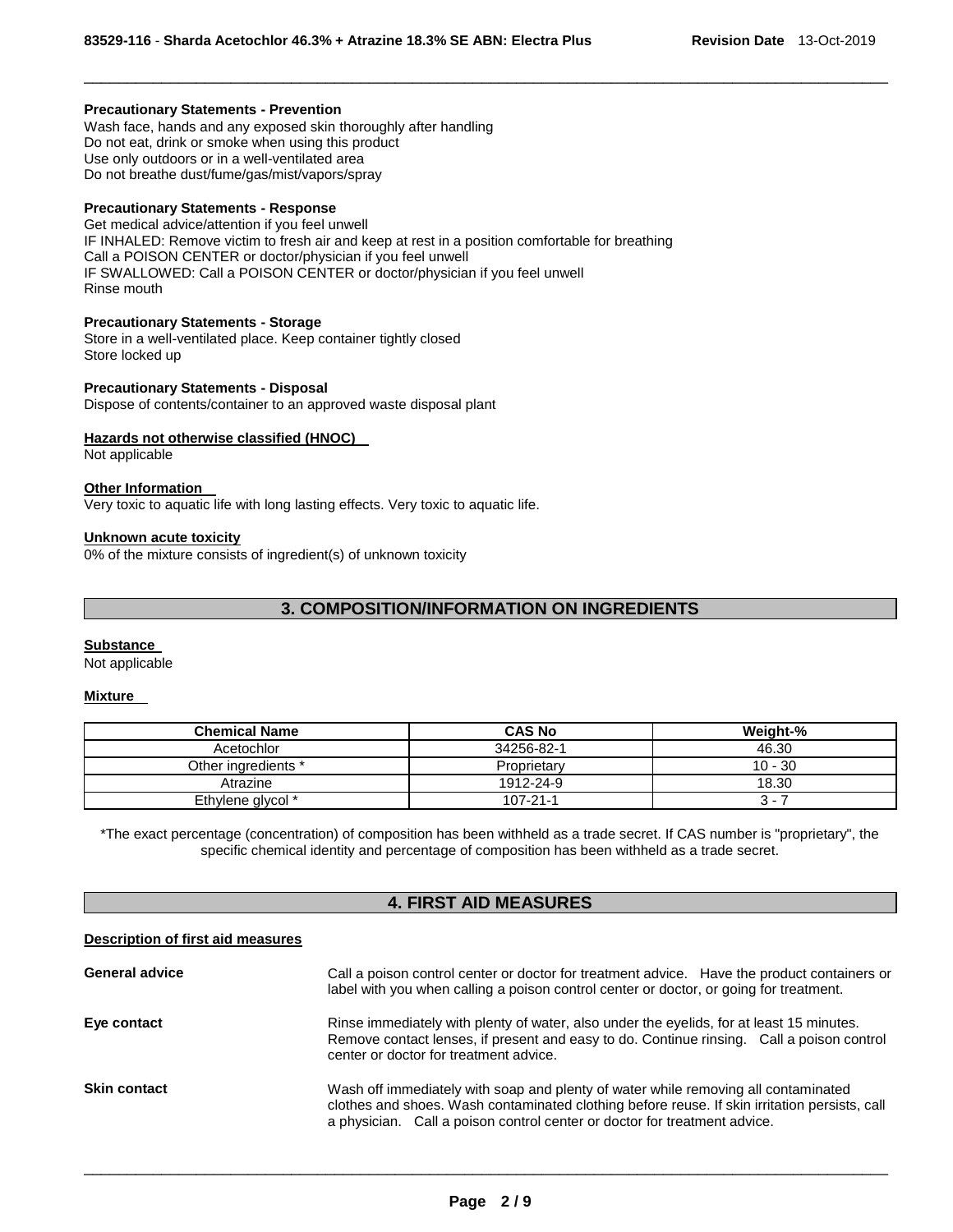**Precautionary Statements - Prevention**

Wash face, hands and any exposed skin thoroughly after handling
Do not eat, drink or smoke when using this product
Use only outdoors or in a well-ventilated area
Do not breathe dust/fume/gas/mist/vapors/spray

**Precautionary Statements - Response**

Get medical advice/attention if you feel unwell
IF INHALED: Remove victim to fresh air and keep at rest in a position comfortable for breathing
Call a POISON CENTER or doctor/physician if you feel unwell
IF SWALLOWED: Call a POISON CENTER or doctor/physician if you feel unwell
Rinse mouth

**Precautionary Statements - Storage**

Store in a well-ventilated place. Keep container tightly closed
Store locked up

**Precautionary Statements - Disposal**

Dispose of contents/container to an approved waste disposal plant

**Hazards not otherwise classified (HNOC)**

Not applicable

**Other Information**

Very toxic to aquatic life with long lasting effects. Very toxic to aquatic life.

**Unknown acute toxicity**

0% of the mixture consists of ingredient(s) of unknown toxicity

## 3. COMPOSITION/INFORMATION ON INGREDIENTS

**Substance**

Not applicable

**Mixture**

| Chemical Name | CAS No | Weight-% |
|---|---|---|
| Acetochlor | 34256-82-1 | 46.30 |
| Other ingredients * | Proprietary | 10 - 30 |
| Atrazine | 1912-24-9 | 18.30 |
| Ethylene glycol * | 107-21-1 | 3 - 7 |

*The exact percentage (concentration) of composition has been withheld as a trade secret. If CAS number is "proprietary", the specific chemical identity and percentage of composition has been withheld as a trade secret.

## 4. FIRST AID MEASURES

**Description of first aid measures**

**General advice**
Call a poison control center or doctor for treatment advice. Have the product containers or label with you when calling a poison control center or doctor, or going for treatment.

**Eye contact**
Rinse immediately with plenty of water, also under the eyelids, for at least 15 minutes. Remove contact lenses, if present and easy to do. Continue rinsing. Call a poison control center or doctor for treatment advice.

**Skin contact**
Wash off immediately with soap and plenty of water while removing all contaminated clothes and shoes. Wash contaminated clothing before reuse. If skin irritation persists, call a physician. Call a poison control center or doctor for treatment advice.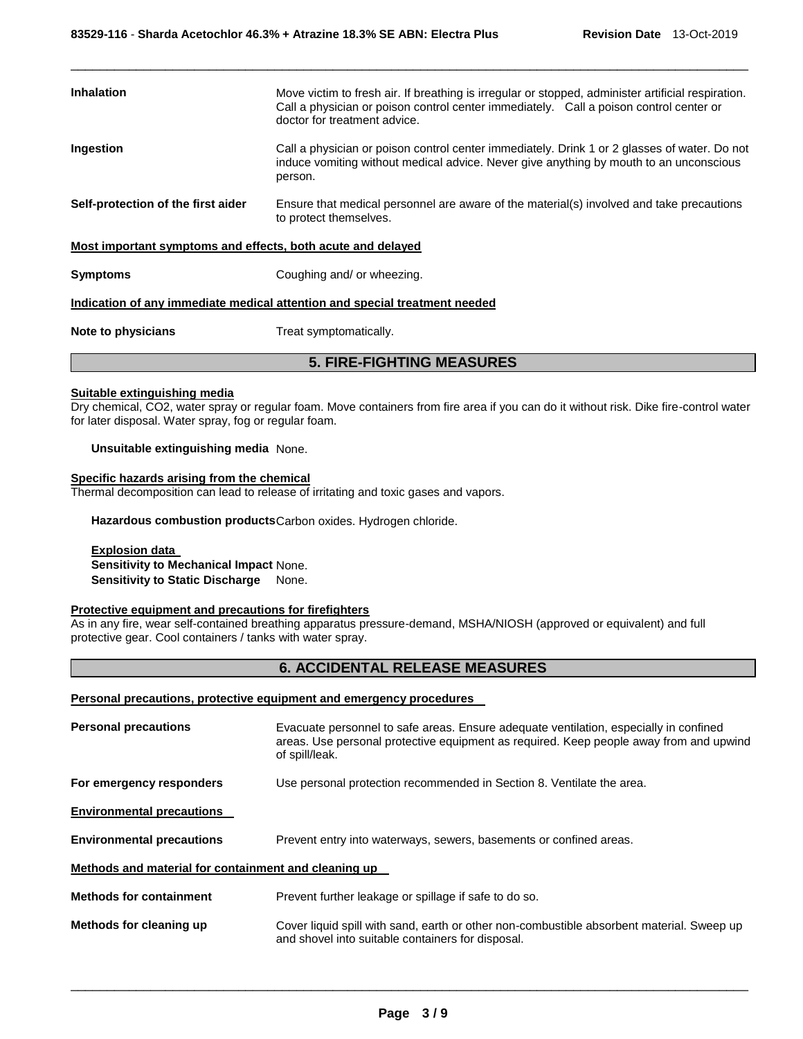| | |
|---|---|
| **Inhalation** | Move victim to fresh air. If breathing is irregular or stopped, administer artificial respiration. Call a physician or poison control center immediately. Call a poison control center or doctor for treatment advice. |
| **Ingestion** | Call a physician or poison control center immediately. Drink 1 or 2 glasses of water. Do not induce vomiting without medical advice. Never give anything by mouth to an unconscious person. |
| **Self-protection of the first aider** | Ensure that medical personnel are aware of the material(s) involved and take precautions to protect themselves. |

**Most important symptoms and effects, both acute and delayed**

**Symptoms** Coughing and/ or wheezing.

**Indication of any immediate medical attention and special treatment needed**

**Note to physicians** Treat symptomatically.

## 5. FIRE-FIGHTING MEASURES

**Suitable extinguishing media**

Dry chemical, $CO_2$, water spray or regular foam. Move containers from fire area if you can do it without risk. Dike fire-control water for later disposal. Water spray, fog or regular foam.

**Unsuitable extinguishing media** None.

**Specific hazards arising from the chemical**

Thermal decomposition can lead to release of irritating and toxic gases and vapors.

**Hazardous combustion products** Carbon oxides. Hydrogen chloride.

**Explosion data**

**Sensitivity to Mechanical Impact** None.

**Sensitivity to Static Discharge** None.

**Protective equipment and precautions for firefighters**

As in any fire, wear self-contained breathing apparatus pressure-demand, MSHA/NIOSH (approved or equivalent) and full protective gear. Cool containers / tanks with water spray.

## 6. ACCIDENTAL RELEASE MEASURES

**Personal precautions, protective equipment and emergency procedures**

| | |
|---|---|
| **Personal precautions** | Evacuate personnel to safe areas. Ensure adequate ventilation, especially in confined areas. Use personal protective equipment as required. Keep people away from and upwind of spill/leak. |
| **For emergency responders** | Use personal protection recommended in Section 8. Ventilate the area. |

**Environmental precautions**

**Environmental precautions** Prevent entry into waterways, sewers, basements or confined areas.

**Methods and material for containment and cleaning up**

| | |
|---|---|
| **Methods for containment** | Prevent further leakage or spillage if safe to do so. |
| **Methods for cleaning up** | Cover liquid spill with sand, earth or other non-combustible absorbent material. Sweep up and shovel into suitable containers for disposal. |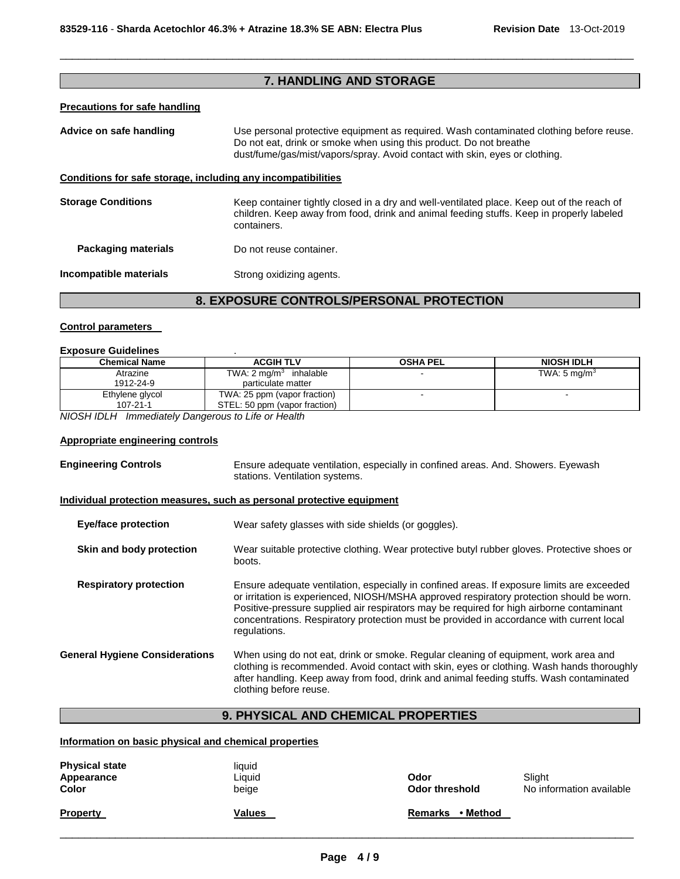## 7. HANDLING AND STORAGE

**Precautions for safe handling**

**Advice on safe handling** Use personal protective equipment as required. Wash contaminated clothing before reuse. Do not eat, drink or smoke when using this product. Do not breathe dust/fume/gas/mist/vapors/spray. Avoid contact with skin, eyes or clothing.

**Conditions for safe storage, including any incompatibilities**

**Storage Conditions** Keep container tightly closed in a dry and well-ventilated place. Keep out of the reach of children. Keep away from food, drink and animal feeding stuffs. Keep in properly labeled containers.

**Packaging materials** Do not reuse container.

**Incompatible materials** Strong oxidizing agents.

## 8. EXPOSURE CONTROLS/PERSONAL PROTECTION

**Control parameters**

**Exposure Guidelines** .

| Chemical Name | ACGIH TLV | OSHA PEL | NIOSH IDLH |
|---|---|---|---|
| Atrazine<br>1912-24-9 | TWA: 2 $mg/m^3$ inhalable particulate matter | - | TWA: 5 $mg/m^3$ |
| Ethylene glycol<br>107-21-1 | TWA: 25 ppm (vapor fraction)<br>STEL: 50 ppm (vapor fraction) | - | - |

*NIOSH IDLH Immediately Dangerous to Life or Health*

**Appropriate engineering controls**

**Engineering Controls** Ensure adequate ventilation, especially in confined areas. And. Showers. Eyewash stations. Ventilation systems.

**Individual protection measures, such as personal protective equipment**

**Eye/face protection** Wear safety glasses with side shields (or goggles).

**Skin and body protection** Wear suitable protective clothing. Wear protective butyl rubber gloves. Protective shoes or boots.

**Respiratory protection** Ensure adequate ventilation, especially in confined areas. If exposure limits are exceeded or irritation is experienced, NIOSH/MSHA approved respiratory protection should be worn. Positive-pressure supplied air respirators may be required for high airborne contaminant concentrations. Respiratory protection must be provided in accordance with current local regulations.

**General Hygiene Considerations** When using do not eat, drink or smoke. Regular cleaning of equipment, work area and clothing is recommended. Avoid contact with skin, eyes or clothing. Wash hands thoroughly after handling. Keep away from food, drink and animal feeding stuffs. Wash contaminated clothing before reuse.

## 9. PHYSICAL AND CHEMICAL PROPERTIES

**Information on basic physical and chemical properties**

**Physical state** liquid
**Appearance** Liquid
**Color** beige

**Odor** Slight
**Odor threshold** No information available

| Property | Values | Remarks • Method |
|---|---|---|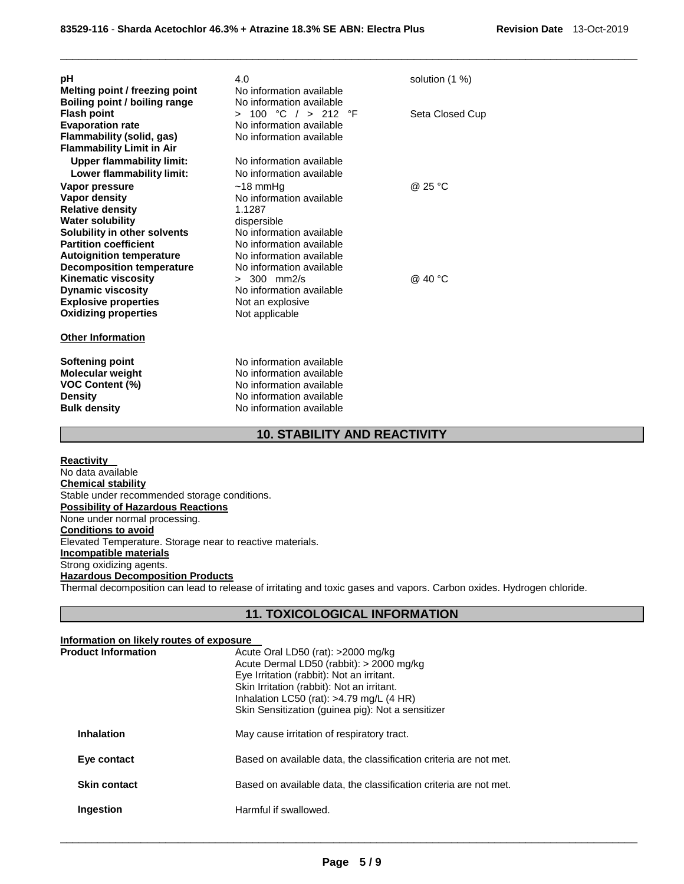| | | |
|---|---|---|
| **pH** | 4.0 | solution (1 %) |
| **Melting point / freezing point** | No information available | |
| **Boiling point / boiling range** | No information available | |
| **Flash point** | > 100 °C / > 212 °F | Seta Closed Cup |
| **Evaporation rate** | No information available | |
| **Flammability (solid, gas)** | No information available | |
| **Flammability Limit in Air** | | |
| **Upper flammability limit:** | No information available | |
| **Lower flammability limit:** | No information available | |
| **Vapor pressure** | ~18 mmHg | @ 25 °C |
| **Vapor density** | No information available | |
| **Relative density** | 1.1287 | |
| **Water solubility** | dispersible | |
| **Solubility in other solvents** | No information available | |
| **Partition coefficient** | No information available | |
| **Autoignition temperature** | No information available | |
| **Decomposition temperature** | No information available | |
| **Kinematic viscosity** | > 300 mm2/s | @ 40 °C |
| **Dynamic viscosity** | No information available | |
| **Explosive properties** | Not an explosive | |
| **Oxidizing properties** | Not applicable | |

**Other Information**

| | |
|---|---|
| **Softening point** | No information available |
| **Molecular weight** | No information available |
| **VOC Content (%)** | No information available |
| **Density** | No information available |
| **Bulk density** | No information available |

## 10. STABILITY AND REACTIVITY

**Reactivity**
No data available

**Chemical stability**
Stable under recommended storage conditions.

**Possibility of Hazardous Reactions**
None under normal processing.

**Conditions to avoid**
Elevated Temperature. Storage near to reactive materials.

**Incompatible materials**
Strong oxidizing agents.

**Hazardous Decomposition Products**
Thermal decomposition can lead to release of irritating and toxic gases and vapors. Carbon oxides. Hydrogen chloride.

## 11. TOXICOLOGICAL INFORMATION

**Information on likely routes of exposure**

**Product Information**

Acute Oral LD50 (rat): >2000 mg/kg
Acute Dermal LD50 (rabbit): > 2000 mg/kg
Eye Irritation (rabbit): Not an irritant.
Skin Irritation (rabbit): Not an irritant.
Inhalation LC50 (rat): >4.79 mg/L (4 HR)
Skin Sensitization (guinea pig): Not a sensitizer

| | |
|---|---|
| **Inhalation** | May cause irritation of respiratory tract. |
| **Eye contact** | Based on available data, the classification criteria are not met. |
| **Skin contact** | Based on available data, the classification criteria are not met. |
| **Ingestion** | Harmful if swallowed. |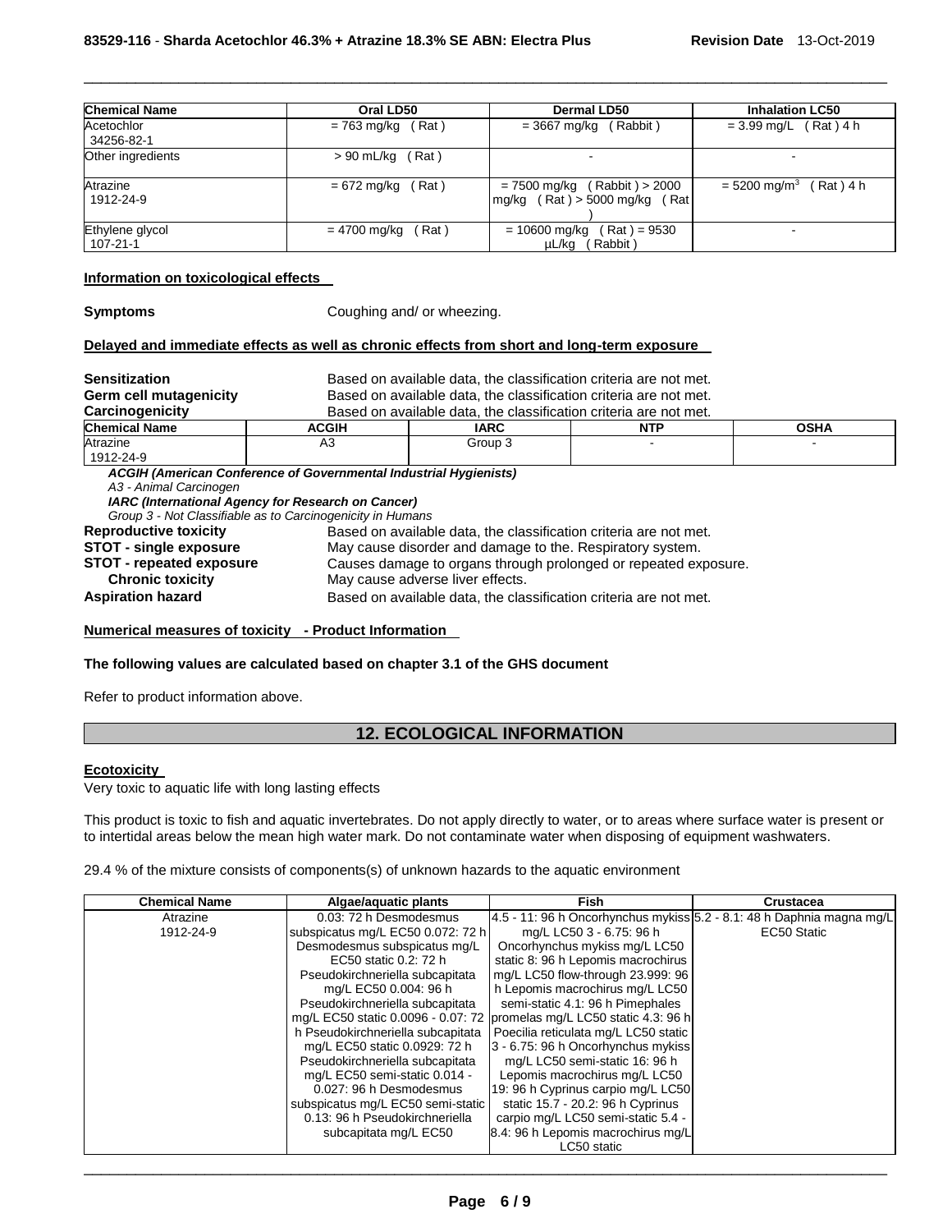| Chemical Name | Oral LD50 | Dermal LD50 | Inhalation LC50 |
|---|---|---|---|
| Acetochlor 34256-82-1 | = 763 mg/kg ( Rat ) | = 3667 mg/kg ( Rabbit ) | = 3.99 mg/L ( Rat ) 4 h |
| Other ingredients | > 90 mL/kg ( Rat ) | - | - |
| Atrazine 1912-24-9 | = 672 mg/kg ( Rat ) | = 7500 mg/kg ( Rabbit ) > 2000 mg/kg ( Rat ) > 5000 mg/kg ( Rat ) | = 5200 mg/m$^3$ ( Rat ) 4 h |
| Ethylene glycol 107-21-1 | = 4700 mg/kg ( Rat ) | = 10600 mg/kg ( Rat ) = 9530 µL/kg ( Rabbit ) | - |

**Information on toxicological effects**

**Symptoms** Coughing and/ or wheezing.

**Delayed and immediate effects as well as chronic effects from short and long-term exposure**

**Sensitization** Based on available data, the classification criteria are not met.
**Germ cell mutagenicity** Based on available data, the classification criteria are not met.
**Carcinogenicity** Based on available data, the classification criteria are not met.

| Chemical Name | ACGIH | IARC | NTP | OSHA |
|---|---|---|---|---|
| Atrazine 1912-24-9 | A3 | Group 3 | - | - |

***ACGIH (American Conference of Governmental Industrial Hygienists)***
*A3 - Animal Carcinogen*
***IARC (International Agency for Research on Cancer)***
*Group 3 - Not Classifiable as to Carcinogenicity in Humans*

**Reproductive toxicity** Based on available data, the classification criteria are not met.
**STOT - single exposure** May cause disorder and damage to the. Respiratory system.
**STOT - repeated exposure** Causes damage to organs through prolonged or repeated exposure.
**Chronic toxicity** May cause adverse liver effects.
**Aspiration hazard** Based on available data, the classification criteria are not met.

**Numerical measures of toxicity - Product Information**

**The following values are calculated based on chapter 3.1 of the GHS document**

Refer to product information above.

## 12. ECOLOGICAL INFORMATION

**Ecotoxicity**

Very toxic to aquatic life with long lasting effects

This product is toxic to fish and aquatic invertebrates. Do not apply directly to water, or to areas where surface water is present or to intertidal areas below the mean high water mark. Do not contaminate water when disposing of equipment washwaters.

29.4 % of the mixture consists of components(s) of unknown hazards to the aquatic environment

| Chemical Name | Algae/aquatic plants | Fish | Crustacea |
|---|---|---|---|
| Atrazine 1912-24-9 | 0.03: 72 h Desmodesmus subspicatus mg/L EC50 0.072: 72 h Desmodesmus subspicatus mg/L EC50 static 0.2: 72 h Pseudokirchneriella subcapitata mg/L EC50 0.004: 96 h Pseudokirchneriella subcapitata mg/L EC50 static 0.0096 - 0.07: 72 h Pseudokirchneriella subcapitata mg/L EC50 static 0.0929: 72 h Pseudokirchneriella subcapitata mg/L EC50 semi-static 0.014 - 0.027: 96 h Desmodesmus subspicatus mg/L EC50 semi-static 0.13: 96 h Pseudokirchneriella subcapitata mg/L EC50 | 4.5 - 11: 96 h Oncorhynchus mykiss mg/L LC50 3 - 6.75: 96 h Oncorhynchus mykiss mg/L LC50 static 8: 96 h Lepomis macrochirus mg/L LC50 flow-through 23.999: 96 h Lepomis macrochirus mg/L LC50 semi-static 4.1: 96 h Pimephales promelas mg/L LC50 static 4.3: 96 h Poecilia reticulata mg/L LC50 static 3 - 6.75: 96 h Oncorhynchus mykiss mg/L LC50 semi-static 16: 96 h Lepomis macrochirus mg/L LC50 19: 96 h Cyprinus carpio mg/L LC50 static 15.7 - 20.2: 96 h Cyprinus carpio mg/L LC50 semi-static 5.4 - 8.4: 96 h Lepomis macrochirus mg/L LC50 static | 5.2 - 8.1: 48 h Daphnia magna mg/L EC50 Static |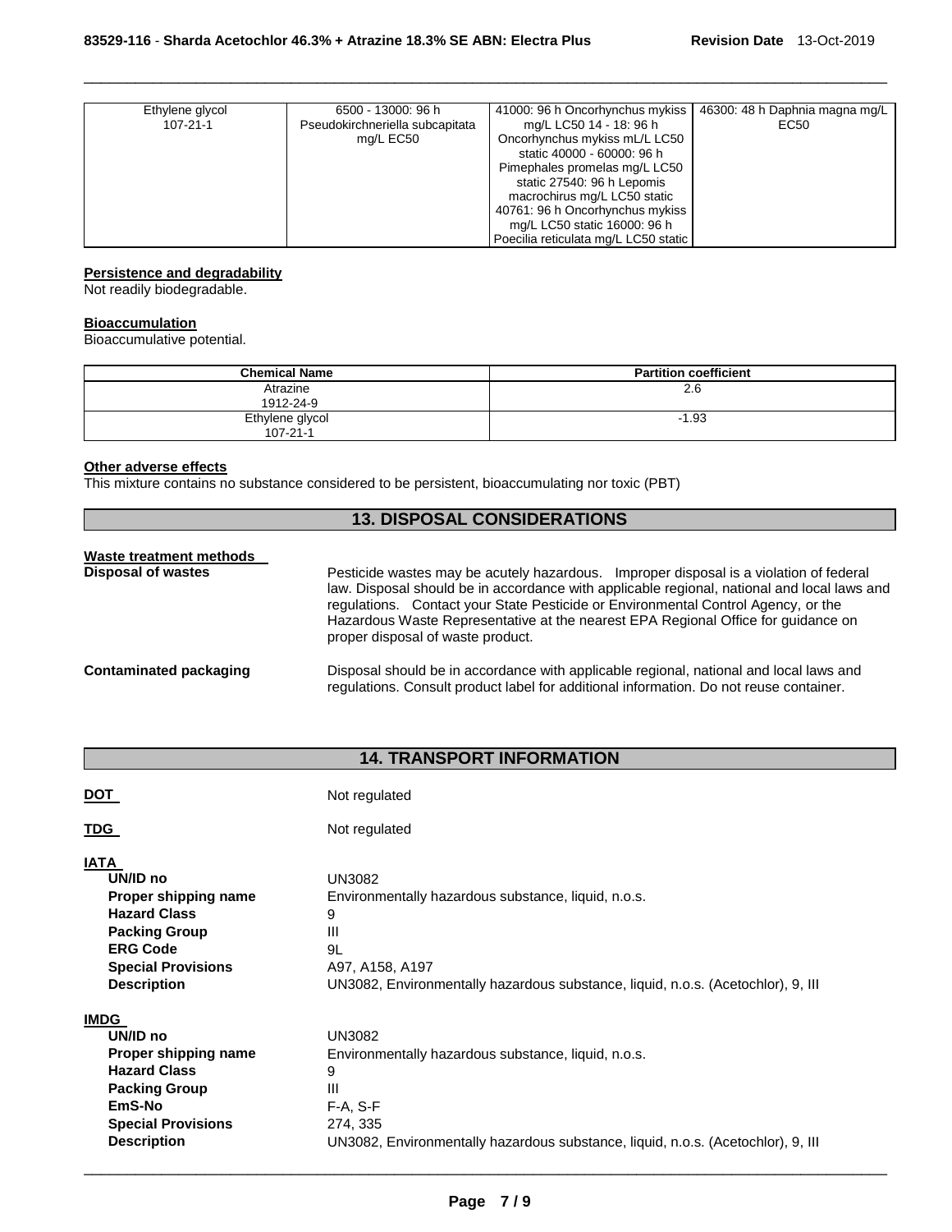| Ethylene glycol<br>107-21-1 | 6500 - 13000: 96 h Pseudokirchneriella subcapitata mg/L EC50 | 41000: 96 h Oncorhynchus mykiss mg/L LC50 14 - 18: 96 h Oncorhynchus mykiss mL/L LC50 static 40000 - 60000: 96 h Pimephales promelas mg/L LC50 static 27540: 96 h Lepomis macrochirus mg/L LC50 static 40761: 96 h Oncorhynchus mykiss mg/L LC50 static 16000: 96 h Poecilia reticulata mg/L LC50 static | 46300: 48 h Daphnia magna mg/L EC50 |
|---|---|---|---|

**Persistence and degradability**
Not readily biodegradable.

**Bioaccumulation**
Bioaccumulative potential.

| Chemical Name | Partition coefficient |
|---|---|
| Atrazine<br>1912-24-9 | 2.6 |
| Ethylene glycol<br>107-21-1 | -1.93 |

**Other adverse effects**
This mixture contains no substance considered to be persistent, bioaccumulating nor toxic (PBT)

## 13. DISPOSAL CONSIDERATIONS

**Waste treatment methods**

**Disposal of wastes** Pesticide wastes may be acutely hazardous. Improper disposal is a violation of federal law. Disposal should be in accordance with applicable regional, national and local laws and regulations. Contact your State Pesticide or Environmental Control Agency, or the Hazardous Waste Representative at the nearest EPA Regional Office for guidance on proper disposal of waste product.

**Contaminated packaging** Disposal should be in accordance with applicable regional, national and local laws and regulations. Consult product label for additional information. Do not reuse container.

## 14. TRANSPORT INFORMATION

**DOT** Not regulated

**TDG** Not regulated

**IATA**

| | |
|---|---|
| **UN/ID no** | UN3082 |
| **Proper shipping name** | Environmentally hazardous substance, liquid, n.o.s. |
| **Hazard Class** | 9 |
| **Packing Group** | III |
| **ERG Code** | 9L |
| **Special Provisions** | A97, A158, A197 |
| **Description** | UN3082, Environmentally hazardous substance, liquid, n.o.s. (Acetochlor), 9, III |

**IMDG**

| | |
|---|---|
| **UN/ID no** | UN3082 |
| **Proper shipping name** | Environmentally hazardous substance, liquid, n.o.s. |
| **Hazard Class** | 9 |
| **Packing Group** | III |
| **EmS-No** | F-A, S-F |
| **Special Provisions** | 274, 335 |
| **Description** | UN3082, Environmentally hazardous substance, liquid, n.o.s. (Acetochlor), 9, III |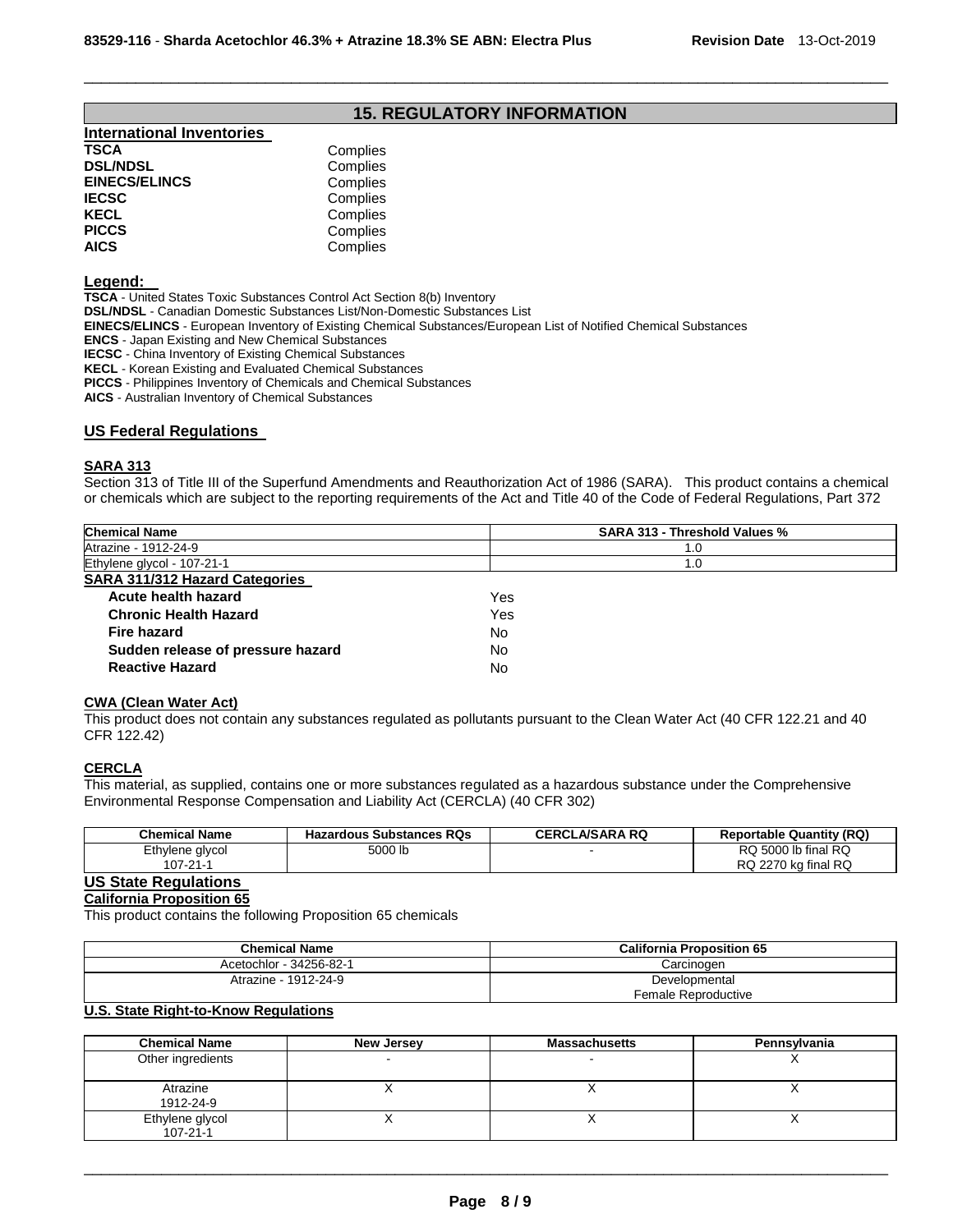## 15. REGULATORY INFORMATION

**International Inventories**

| | |
|---|---|
| **TSCA** | Complies |
| **DSL/NDSL** | Complies |
| **EINECS/ELINCS** | Complies |
| **IECSC** | Complies |
| **KECL** | Complies |
| **PICCS** | Complies |
| **AICS** | Complies |

**Legend:**

**TSCA** - United States Toxic Substances Control Act Section 8(b) Inventory
**DSL/NDSL** - Canadian Domestic Substances List/Non-Domestic Substances List
**EINECS/ELINCS** - European Inventory of Existing Chemical Substances/European List of Notified Chemical Substances
**ENCS** - Japan Existing and New Chemical Substances
**IECSC** - China Inventory of Existing Chemical Substances
**KECL** - Korean Existing and Evaluated Chemical Substances
**PICCS** - Philippines Inventory of Chemicals and Chemical Substances
**AICS** - Australian Inventory of Chemical Substances

### US Federal Regulations

**SARA 313**

Section 313 of Title III of the Superfund Amendments and Reauthorization Act of 1986 (SARA). This product contains a chemical or chemicals which are subject to the reporting requirements of the Act and Title 40 of the Code of Federal Regulations, Part 372

| Chemical Name | SARA 313 - Threshold Values % |
|---|---|
| Atrazine - 1912-24-9 | 1.0 |
| Ethylene glycol - 107-21-1 | 1.0 |

**SARA 311/312 Hazard Categories**

| | |
|---|---|
| **Acute health hazard** | Yes |
| **Chronic Health Hazard** | Yes |
| **Fire hazard** | No |
| **Sudden release of pressure hazard** | No |
| **Reactive Hazard** | No |

**CWA (Clean Water Act)**

This product does not contain any substances regulated as pollutants pursuant to the Clean Water Act (40 CFR 122.21 and 40 CFR 122.42)

**CERCLA**

This material, as supplied, contains one or more substances regulated as a hazardous substance under the Comprehensive Environmental Response Compensation and Liability Act (CERCLA) (40 CFR 302)

| Chemical Name | Hazardous Substances RQs | CERCLA/SARA RQ | Reportable Quantity (RQ) |
|---|---|---|---|
| Ethylene glycol 107-21-1 | 5000 lb | - | RQ 5000 lb final RQ RQ 2270 kg final RQ |

### US State Regulations

**California Proposition 65**

This product contains the following Proposition 65 chemicals

| Chemical Name | California Proposition 65 |
|---|---|
| Acetochlor - 34256-82-1 | Carcinogen |
| Atrazine - 1912-24-9 | Developmental Female Reproductive |

**U.S. State Right-to-Know Regulations**

| Chemical Name | New Jersey | Massachusetts | Pennsylvania |
|---|---|---|---|
| Other ingredients | - | - | X |
| Atrazine 1912-24-9 | X | X | X |
| Ethylene glycol 107-21-1 | X | X | X |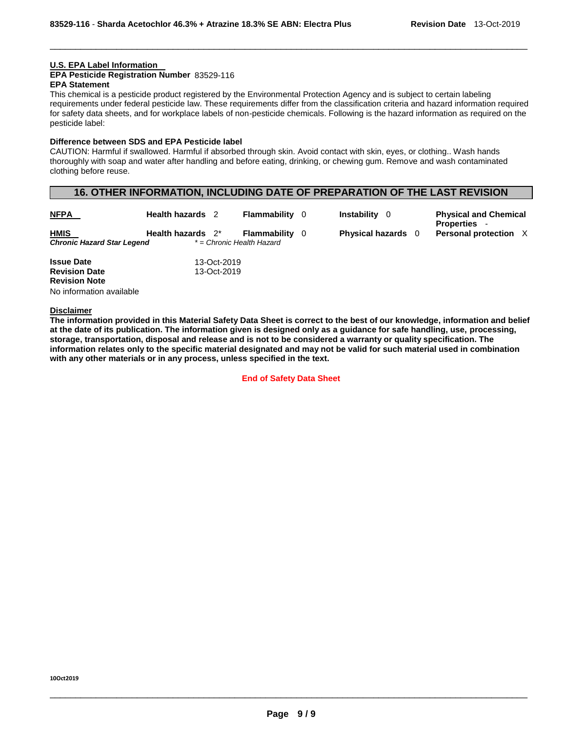**U.S. EPA Label Information**

**EPA Pesticide Registration Number** 83529-116

**EPA Statement**

This chemical is a pesticide product registered by the Environmental Protection Agency and is subject to certain labeling requirements under federal pesticide law. These requirements differ from the classification criteria and hazard information required for safety data sheets, and for workplace labels of non-pesticide chemicals. Following is the hazard information as required on the pesticide label:

**Difference between SDS and EPA Pesticide label**

CAUTION: Harmful if swallowed. Harmful if absorbed through skin. Avoid contact with skin, eyes, or clothing.. Wash hands thoroughly with soap and water after handling and before eating, drinking, or chewing gum. Remove and wash contaminated clothing before reuse.

## 16. OTHER INFORMATION, INCLUDING DATE OF PREPARATION OF THE LAST REVISION

| | | | | |
|---|---|---|---|---|
| **NFPA** | **Health hazards** 2 | **Flammability** 0 | **Instability** 0 | **Physical and Chemical Properties** - |
| **HMIS** | **Health hazards** 2* | **Flammability** 0 | **Physical hazards** 0 | **Personal protection** X |

***Chronic Hazard Star Legend*** *\* = Chronic Health Hazard*

**Issue Date** 13-Oct-2019

**Revision Date** 13-Oct-2019

**Revision Note**

No information available

**Disclaimer**

**The information provided in this Material Safety Data Sheet is correct to the best of our knowledge, information and belief at the date of its publication. The information given is designed only as a guidance for safe handling, use, processing, storage, transportation, disposal and release and is not to be considered a warranty or quality specification. The information relates only to the specific material designated and may not be valid for such material used in combination with any other materials or in any process, unless specified in the text.**

**End of Safety Data Sheet**

10Oct2019